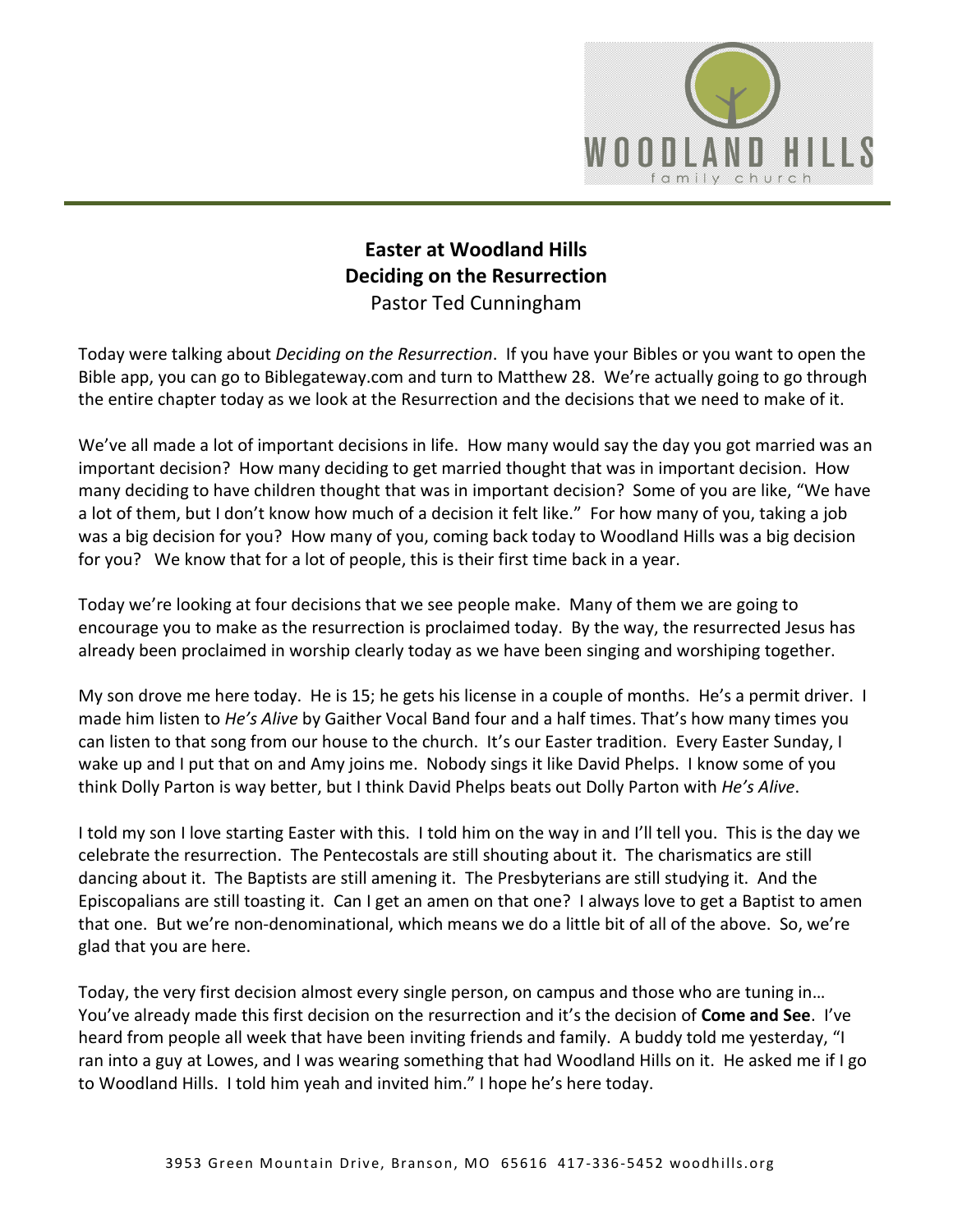**Easter at Woodland Hills**
**Deciding on the Resurrection**
Pastor Ted Cunningham

Today were talking about *Deciding on the Resurrection*. If you have your Bibles or you want to open the Bible app, you can go to Biblegateway.com and turn to Matthew 28. We're actually going to go through the entire chapter today as we look at the Resurrection and the decisions that we need to make of it.

We've all made a lot of important decisions in life. How many would say the day you got married was an important decision? How many deciding to get married thought that was in important decision. How many deciding to have children thought that was in important decision? Some of you are like, "We have a lot of them, but I don't know how much of a decision it felt like." For how many of you, taking a job was a big decision for you? How many of you, coming back today to Woodland Hills was a big decision for you? We know that for a lot of people, this is their first time back in a year.

Today we're looking at four decisions that we see people make. Many of them we are going to encourage you to make as the resurrection is proclaimed today. By the way, the resurrected Jesus has already been proclaimed in worship clearly today as we have been singing and worshiping together.

My son drove me here today. He is 15; he gets his license in a couple of months. He's a permit driver. I made him listen to *He's Alive* by Gaither Vocal Band four and a half times. That's how many times you can listen to that song from our house to the church. It's our Easter tradition. Every Easter Sunday, I wake up and I put that on and Amy joins me. Nobody sings it like David Phelps. I know some of you think Dolly Parton is way better, but I think David Phelps beats out Dolly Parton with *He's Alive*.

I told my son I love starting Easter with this. I told him on the way in and I'll tell you. This is the day we celebrate the resurrection. The Pentecostals are still shouting about it. The charismatics are still dancing about it. The Baptists are still amening it. The Presbyterians are still studying it. And the Episcopalians are still toasting it. Can I get an amen on that one? I always love to get a Baptist to amen that one. But we're non-denominational, which means we do a little bit of all of the above. So, we're glad that you are here.

Today, the very first decision almost every single person, on campus and those who are tuning in… You've already made this first decision on the resurrection and it's the decision of **Come and See**. I've heard from people all week that have been inviting friends and family. A buddy told me yesterday, "I ran into a guy at Lowes, and I was wearing something that had Woodland Hills on it. He asked me if I go to Woodland Hills. I told him yeah and invited him." I hope he's here today.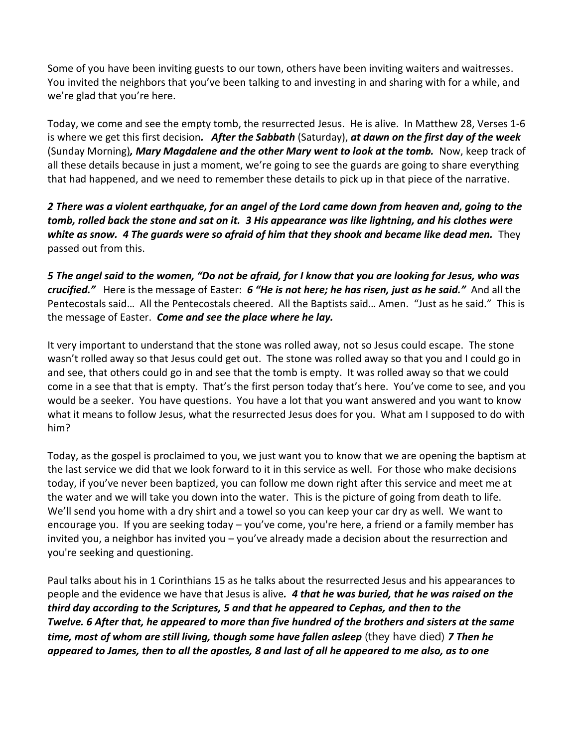Some of you have been inviting guests to our town, others have been inviting waiters and waitresses. You invited the neighbors that you've been talking to and investing in and sharing with for a while, and we're glad that you're here.

Today, we come and see the empty tomb, the resurrected Jesus. He is alive. In Matthew 28, Verses 1-6 is where we get this first decision***. After the Sabbath*** (Saturday), ***at dawn on the first day of the week*** (Sunday Morning)***, Mary Magdalene and the other Mary went to look at the tomb.*** Now, keep track of all these details because in just a moment, we're going to see the guards are going to share everything that had happened, and we need to remember these details to pick up in that piece of the narrative.

***2 There was a violent earthquake, for an angel of the Lord came down from heaven and, going to the tomb, rolled back the stone and sat on it. 3 His appearance was like lightning, and his clothes were white as snow. 4 The guards were so afraid of him that they shook and became like dead men.*** They passed out from this.

***5 The angel said to the women, "Do not be afraid, for I know that you are looking for Jesus, who was crucified."*** Here is the message of Easter: ***6 "He is not here; he has risen, just as he said."*** And all the Pentecostals said… All the Pentecostals cheered. All the Baptists said… Amen. "Just as he said." This is the message of Easter. ***Come and see the place where he lay.***

It very important to understand that the stone was rolled away, not so Jesus could escape. The stone wasn't rolled away so that Jesus could get out. The stone was rolled away so that you and I could go in and see, that others could go in and see that the tomb is empty. It was rolled away so that we could come in a see that that is empty. That's the first person today that's here. You've come to see, and you would be a seeker. You have questions. You have a lot that you want answered and you want to know what it means to follow Jesus, what the resurrected Jesus does for you. What am I supposed to do with him?

Today, as the gospel is proclaimed to you, we just want you to know that we are opening the baptism at the last service we did that we look forward to it in this service as well. For those who make decisions today, if you've never been baptized, you can follow me down right after this service and meet me at the water and we will take you down into the water. This is the picture of going from death to life. We'll send you home with a dry shirt and a towel so you can keep your car dry as well. We want to encourage you. If you are seeking today – you've come, you're here, a friend or a family member has invited you, a neighbor has invited you – you've already made a decision about the resurrection and you're seeking and questioning.

Paul talks about his in 1 Corinthians 15 as he talks about the resurrected Jesus and his appearances to people and the evidence we have that Jesus is alive***. 4 that he was buried, that he was raised on the third day according to the Scriptures, 5 and that he appeared to Cephas, and then to the Twelve. 6 After that, he appeared to more than five hundred of the brothers and sisters at the same time, most of whom are still living, though some have fallen asleep*** (they have died) ***7 Then he appeared to James, then to all the apostles, 8 and last of all he appeared to me also, as to one***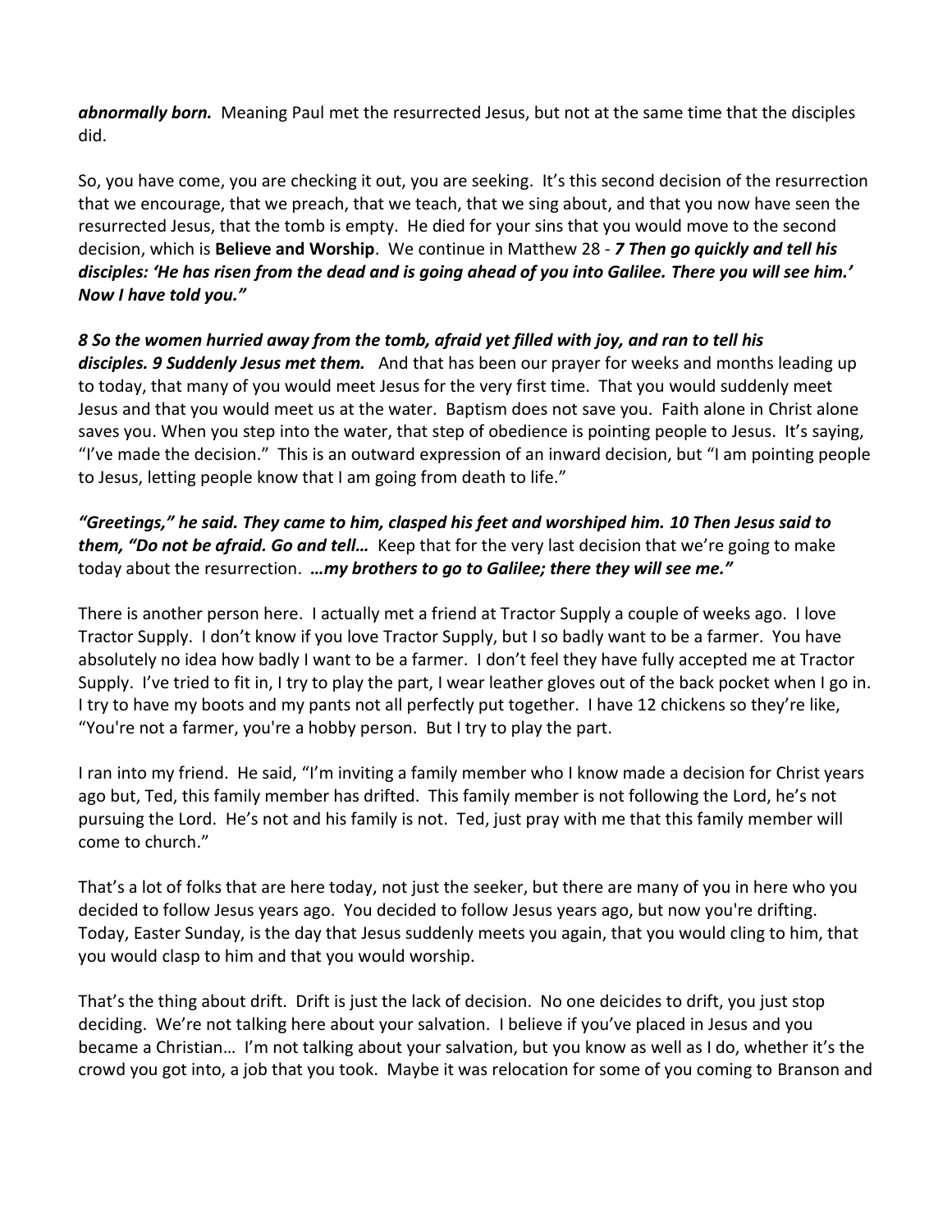***abnormally born.*** Meaning Paul met the resurrected Jesus, but not at the same time that the disciples did.

So, you have come, you are checking it out, you are seeking. It's this second decision of the resurrection that we encourage, that we preach, that we teach, that we sing about, and that you now have seen the resurrected Jesus, that the tomb is empty. He died for your sins that you would move to the second decision, which is **Believe and Worship**. We continue in Matthew 28 - ***7 Then go quickly and tell his disciples: 'He has risen from the dead and is going ahead of you into Galilee. There you will see him.' Now I have told you."***

***8 So the women hurried away from the tomb, afraid yet filled with joy, and ran to tell his disciples. 9 Suddenly Jesus met them.*** And that has been our prayer for weeks and months leading up to today, that many of you would meet Jesus for the very first time. That you would suddenly meet Jesus and that you would meet us at the water. Baptism does not save you. Faith alone in Christ alone saves you. When you step into the water, that step of obedience is pointing people to Jesus. It's saying, "I've made the decision." This is an outward expression of an inward decision, but "I am pointing people to Jesus, letting people know that I am going from death to life."

***"Greetings," he said. They came to him, clasped his feet and worshiped him. 10 Then Jesus said to them, "Do not be afraid. Go and tell…*** Keep that for the very last decision that we're going to make today about the resurrection. ***…my brothers to go to Galilee; there they will see me."***

There is another person here. I actually met a friend at Tractor Supply a couple of weeks ago. I love Tractor Supply. I don't know if you love Tractor Supply, but I so badly want to be a farmer. You have absolutely no idea how badly I want to be a farmer. I don't feel they have fully accepted me at Tractor Supply. I've tried to fit in, I try to play the part, I wear leather gloves out of the back pocket when I go in. I try to have my boots and my pants not all perfectly put together. I have 12 chickens so they're like, "You're not a farmer, you're a hobby person. But I try to play the part.

I ran into my friend. He said, "I'm inviting a family member who I know made a decision for Christ years ago but, Ted, this family member has drifted. This family member is not following the Lord, he's not pursuing the Lord. He's not and his family is not. Ted, just pray with me that this family member will come to church."

That's a lot of folks that are here today, not just the seeker, but there are many of you in here who you decided to follow Jesus years ago. You decided to follow Jesus years ago, but now you're drifting. Today, Easter Sunday, is the day that Jesus suddenly meets you again, that you would cling to him, that you would clasp to him and that you would worship.

That's the thing about drift. Drift is just the lack of decision. No one deicides to drift, you just stop deciding. We're not talking here about your salvation. I believe if you've placed in Jesus and you became a Christian… I'm not talking about your salvation, but you know as well as I do, whether it's the crowd you got into, a job that you took. Maybe it was relocation for some of you coming to Branson and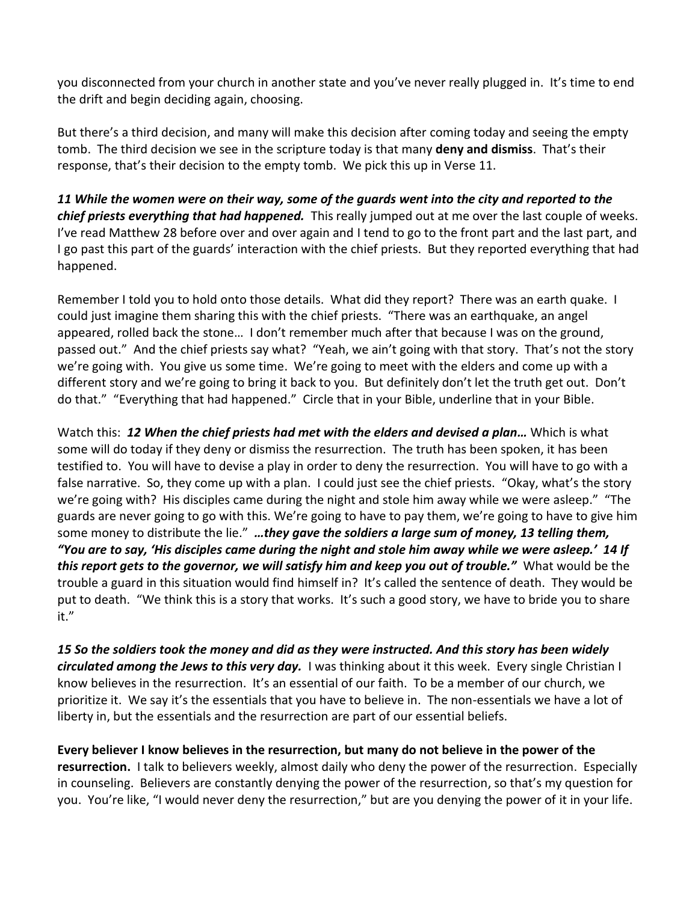you disconnected from your church in another state and you've never really plugged in. It's time to end the drift and begin deciding again, choosing.

But there's a third decision, and many will make this decision after coming today and seeing the empty tomb. The third decision we see in the scripture today is that many **deny and dismiss**. That's their response, that's their decision to the empty tomb. We pick this up in Verse 11.

***11 While the women were on their way, some of the guards went into the city and reported to the chief priests everything that had happened.*** This really jumped out at me over the last couple of weeks. I've read Matthew 28 before over and over again and I tend to go to the front part and the last part, and I go past this part of the guards' interaction with the chief priests. But they reported everything that had happened.

Remember I told you to hold onto those details. What did they report? There was an earth quake. I could just imagine them sharing this with the chief priests. "There was an earthquake, an angel appeared, rolled back the stone… I don't remember much after that because I was on the ground, passed out." And the chief priests say what? "Yeah, we ain't going with that story. That's not the story we're going with. You give us some time. We're going to meet with the elders and come up with a different story and we're going to bring it back to you. But definitely don't let the truth get out. Don't do that." "Everything that had happened." Circle that in your Bible, underline that in your Bible.

Watch this: ***12 When the chief priests had met with the elders and devised a plan…*** Which is what some will do today if they deny or dismiss the resurrection. The truth has been spoken, it has been testified to. You will have to devise a play in order to deny the resurrection. You will have to go with a false narrative. So, they come up with a plan. I could just see the chief priests. "Okay, what's the story we're going with? His disciples came during the night and stole him away while we were asleep." "The guards are never going to go with this. We're going to have to pay them, we're going to have to give him some money to distribute the lie." ***…they gave the soldiers a large sum of money, 13 telling them, "You are to say, 'His disciples came during the night and stole him away while we were asleep.' 14 If this report gets to the governor, we will satisfy him and keep you out of trouble."*** What would be the trouble a guard in this situation would find himself in? It's called the sentence of death. They would be put to death. "We think this is a story that works. It's such a good story, we have to bride you to share it."

***15 So the soldiers took the money and did as they were instructed. And this story has been widely circulated among the Jews to this very day.*** I was thinking about it this week. Every single Christian I know believes in the resurrection. It's an essential of our faith. To be a member of our church, we prioritize it. We say it's the essentials that you have to believe in. The non-essentials we have a lot of liberty in, but the essentials and the resurrection are part of our essential beliefs.

**Every believer I know believes in the resurrection, but many do not believe in the power of the resurrection.** I talk to believers weekly, almost daily who deny the power of the resurrection. Especially in counseling. Believers are constantly denying the power of the resurrection, so that's my question for you. You're like, "I would never deny the resurrection," but are you denying the power of it in your life.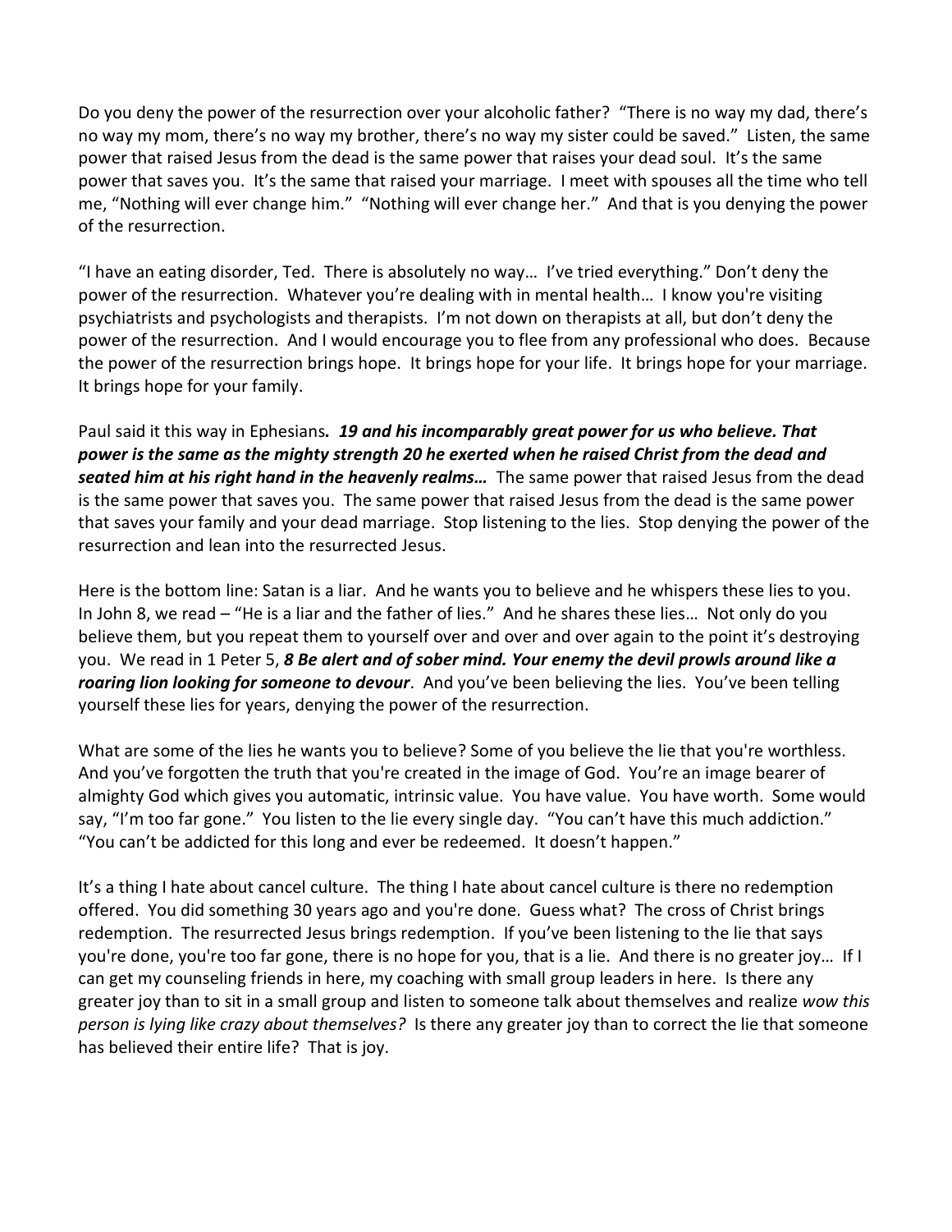Do you deny the power of the resurrection over your alcoholic father? "There is no way my dad, there's no way my mom, there's no way my brother, there's no way my sister could be saved." Listen, the same power that raised Jesus from the dead is the same power that raises your dead soul. It's the same power that saves you. It's the same that raised your marriage. I meet with spouses all the time who tell me, "Nothing will ever change him." "Nothing will ever change her." And that is you denying the power of the resurrection.

"I have an eating disorder, Ted. There is absolutely no way… I've tried everything." Don't deny the power of the resurrection. Whatever you're dealing with in mental health… I know you're visiting psychiatrists and psychologists and therapists. I'm not down on therapists at all, but don't deny the power of the resurrection. And I would encourage you to flee from any professional who does. Because the power of the resurrection brings hope. It brings hope for your life. It brings hope for your marriage. It brings hope for your family.

Paul said it this way in Ephesians***. 19 and his incomparably great power for us who believe. That power is the same as the mighty strength 20 he exerted when he raised Christ from the dead and seated him at his right hand in the heavenly realms…*** The same power that raised Jesus from the dead is the same power that saves you. The same power that raised Jesus from the dead is the same power that saves your family and your dead marriage. Stop listening to the lies. Stop denying the power of the resurrection and lean into the resurrected Jesus.

Here is the bottom line: Satan is a liar. And he wants you to believe and he whispers these lies to you. In John 8, we read – "He is a liar and the father of lies." And he shares these lies… Not only do you believe them, but you repeat them to yourself over and over and over again to the point it's destroying you. We read in 1 Peter 5, ***8 Be alert and of sober mind. Your enemy the devil prowls around like a roaring lion looking for someone to devour***. And you've been believing the lies. You've been telling yourself these lies for years, denying the power of the resurrection.

What are some of the lies he wants you to believe? Some of you believe the lie that you're worthless. And you've forgotten the truth that you're created in the image of God. You're an image bearer of almighty God which gives you automatic, intrinsic value. You have value. You have worth. Some would say, "I'm too far gone." You listen to the lie every single day. "You can't have this much addiction." "You can't be addicted for this long and ever be redeemed. It doesn't happen."

It's a thing I hate about cancel culture. The thing I hate about cancel culture is there no redemption offered. You did something 30 years ago and you're done. Guess what? The cross of Christ brings redemption. The resurrected Jesus brings redemption. If you've been listening to the lie that says you're done, you're too far gone, there is no hope for you, that is a lie. And there is no greater joy… If I can get my counseling friends in here, my coaching with small group leaders in here. Is there any greater joy than to sit in a small group and listen to someone talk about themselves and realize *wow this person is lying like crazy about themselves?* Is there any greater joy than to correct the lie that someone has believed their entire life? That is joy.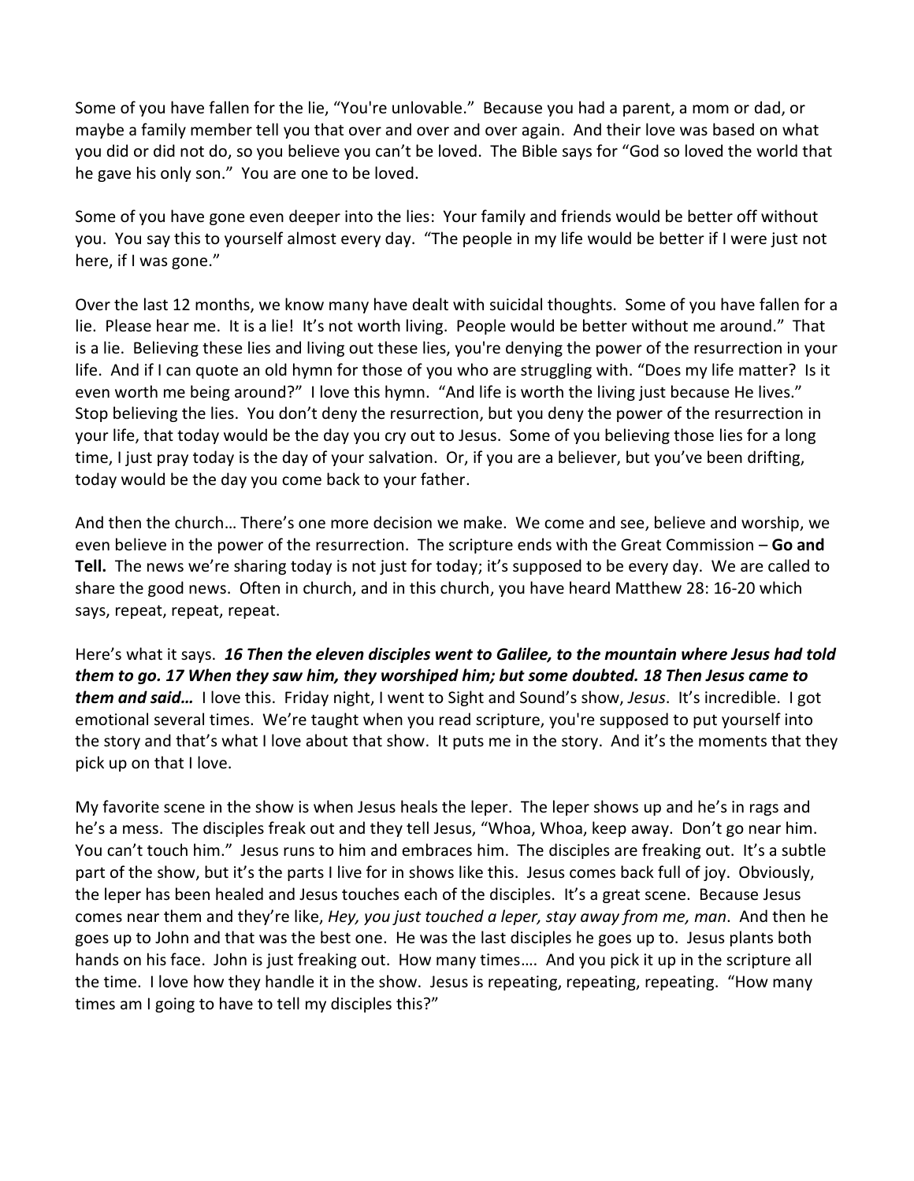Some of you have fallen for the lie, "You're unlovable." Because you had a parent, a mom or dad, or maybe a family member tell you that over and over and over again. And their love was based on what you did or did not do, so you believe you can't be loved. The Bible says for "God so loved the world that he gave his only son." You are one to be loved.

Some of you have gone even deeper into the lies: Your family and friends would be better off without you. You say this to yourself almost every day. "The people in my life would be better if I were just not here, if I was gone."

Over the last 12 months, we know many have dealt with suicidal thoughts. Some of you have fallen for a lie. Please hear me. It is a lie! It's not worth living. People would be better without me around." That is a lie. Believing these lies and living out these lies, you're denying the power of the resurrection in your life. And if I can quote an old hymn for those of you who are struggling with. "Does my life matter? Is it even worth me being around?" I love this hymn. "And life is worth the living just because He lives." Stop believing the lies. You don't deny the resurrection, but you deny the power of the resurrection in your life, that today would be the day you cry out to Jesus. Some of you believing those lies for a long time, I just pray today is the day of your salvation. Or, if you are a believer, but you've been drifting, today would be the day you come back to your father.

And then the church… There's one more decision we make. We come and see, believe and worship, we even believe in the power of the resurrection. The scripture ends with the Great Commission – **Go and Tell.** The news we're sharing today is not just for today; it's supposed to be every day. We are called to share the good news. Often in church, and in this church, you have heard Matthew 28: 16-20 which says, repeat, repeat, repeat.

Here's what it says. ***16 Then the eleven disciples went to Galilee, to the mountain where Jesus had told them to go. 17 When they saw him, they worshiped him; but some doubted. 18 Then Jesus came to them and said…*** I love this. Friday night, I went to Sight and Sound's show, *Jesus*. It's incredible. I got emotional several times. We're taught when you read scripture, you're supposed to put yourself into the story and that's what I love about that show. It puts me in the story. And it's the moments that they pick up on that I love.

My favorite scene in the show is when Jesus heals the leper. The leper shows up and he's in rags and he's a mess. The disciples freak out and they tell Jesus, "Whoa, Whoa, keep away. Don't go near him. You can't touch him." Jesus runs to him and embraces him. The disciples are freaking out. It's a subtle part of the show, but it's the parts I live for in shows like this. Jesus comes back full of joy. Obviously, the leper has been healed and Jesus touches each of the disciples. It's a great scene. Because Jesus comes near them and they're like, *Hey, you just touched a leper, stay away from me, man*. And then he goes up to John and that was the best one. He was the last disciples he goes up to. Jesus plants both hands on his face. John is just freaking out. How many times…. And you pick it up in the scripture all the time. I love how they handle it in the show. Jesus is repeating, repeating, repeating. "How many times am I going to have to tell my disciples this?"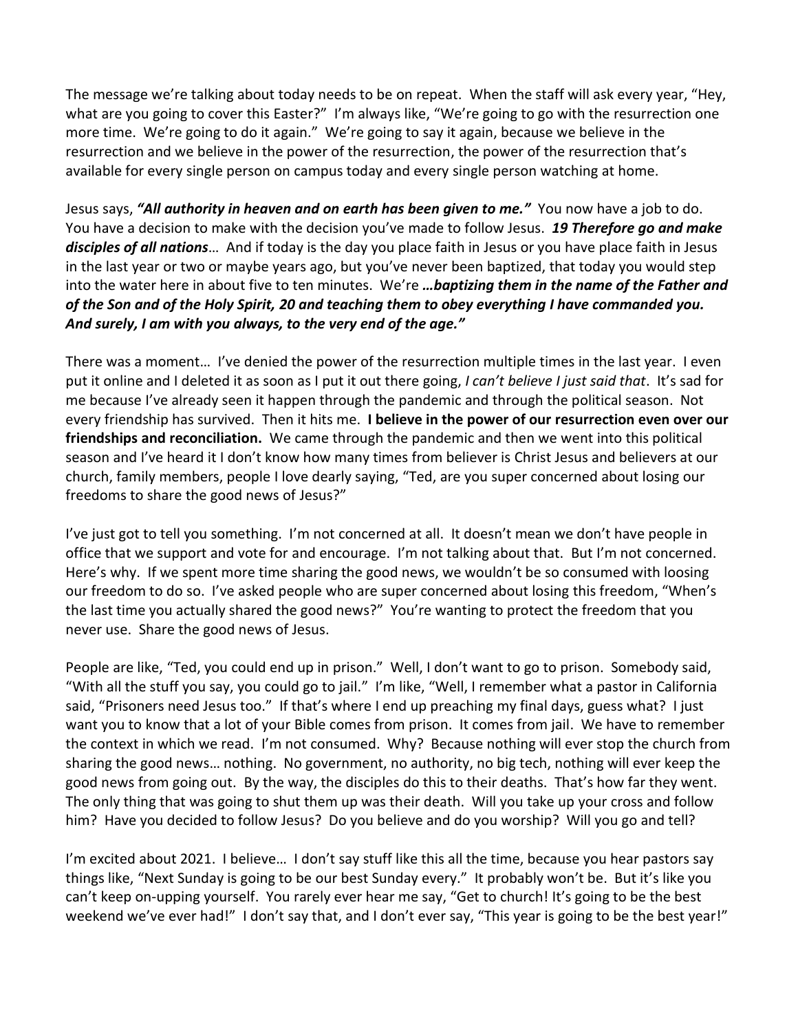The message we're talking about today needs to be on repeat. When the staff will ask every year, "Hey, what are you going to cover this Easter?" I'm always like, "We're going to go with the resurrection one more time. We're going to do it again." We're going to say it again, because we believe in the resurrection and we believe in the power of the resurrection, the power of the resurrection that's available for every single person on campus today and every single person watching at home.

Jesus says, ***"All authority in heaven and on earth has been given to me."*** You now have a job to do. You have a decision to make with the decision you've made to follow Jesus. ***19 Therefore go and make disciples of all nations***… And if today is the day you place faith in Jesus or you have place faith in Jesus in the last year or two or maybe years ago, but you've never been baptized, that today you would step into the water here in about five to ten minutes. We're ***…baptizing them in the name of the Father and of the Son and of the Holy Spirit, 20 and teaching them to obey everything I have commanded you. And surely, I am with you always, to the very end of the age."***

There was a moment… I've denied the power of the resurrection multiple times in the last year. I even put it online and I deleted it as soon as I put it out there going, *I can't believe I just said that*. It's sad for me because I've already seen it happen through the pandemic and through the political season. Not every friendship has survived. Then it hits me. **I believe in the power of our resurrection even over our friendships and reconciliation.** We came through the pandemic and then we went into this political season and I've heard it I don't know how many times from believer is Christ Jesus and believers at our church, family members, people I love dearly saying, "Ted, are you super concerned about losing our freedoms to share the good news of Jesus?"

I've just got to tell you something. I'm not concerned at all. It doesn't mean we don't have people in office that we support and vote for and encourage. I'm not talking about that. But I'm not concerned. Here's why. If we spent more time sharing the good news, we wouldn't be so consumed with loosing our freedom to do so. I've asked people who are super concerned about losing this freedom, "When's the last time you actually shared the good news?" You're wanting to protect the freedom that you never use. Share the good news of Jesus.

People are like, "Ted, you could end up in prison." Well, I don't want to go to prison. Somebody said, "With all the stuff you say, you could go to jail." I'm like, "Well, I remember what a pastor in California said, "Prisoners need Jesus too." If that's where I end up preaching my final days, guess what? I just want you to know that a lot of your Bible comes from prison. It comes from jail. We have to remember the context in which we read. I'm not consumed. Why? Because nothing will ever stop the church from sharing the good news… nothing. No government, no authority, no big tech, nothing will ever keep the good news from going out. By the way, the disciples do this to their deaths. That's how far they went. The only thing that was going to shut them up was their death. Will you take up your cross and follow him? Have you decided to follow Jesus? Do you believe and do you worship? Will you go and tell?

I'm excited about 2021. I believe… I don't say stuff like this all the time, because you hear pastors say things like, "Next Sunday is going to be our best Sunday every." It probably won't be. But it's like you can't keep on-upping yourself. You rarely ever hear me say, "Get to church! It's going to be the best weekend we've ever had!" I don't say that, and I don't ever say, "This year is going to be the best year!"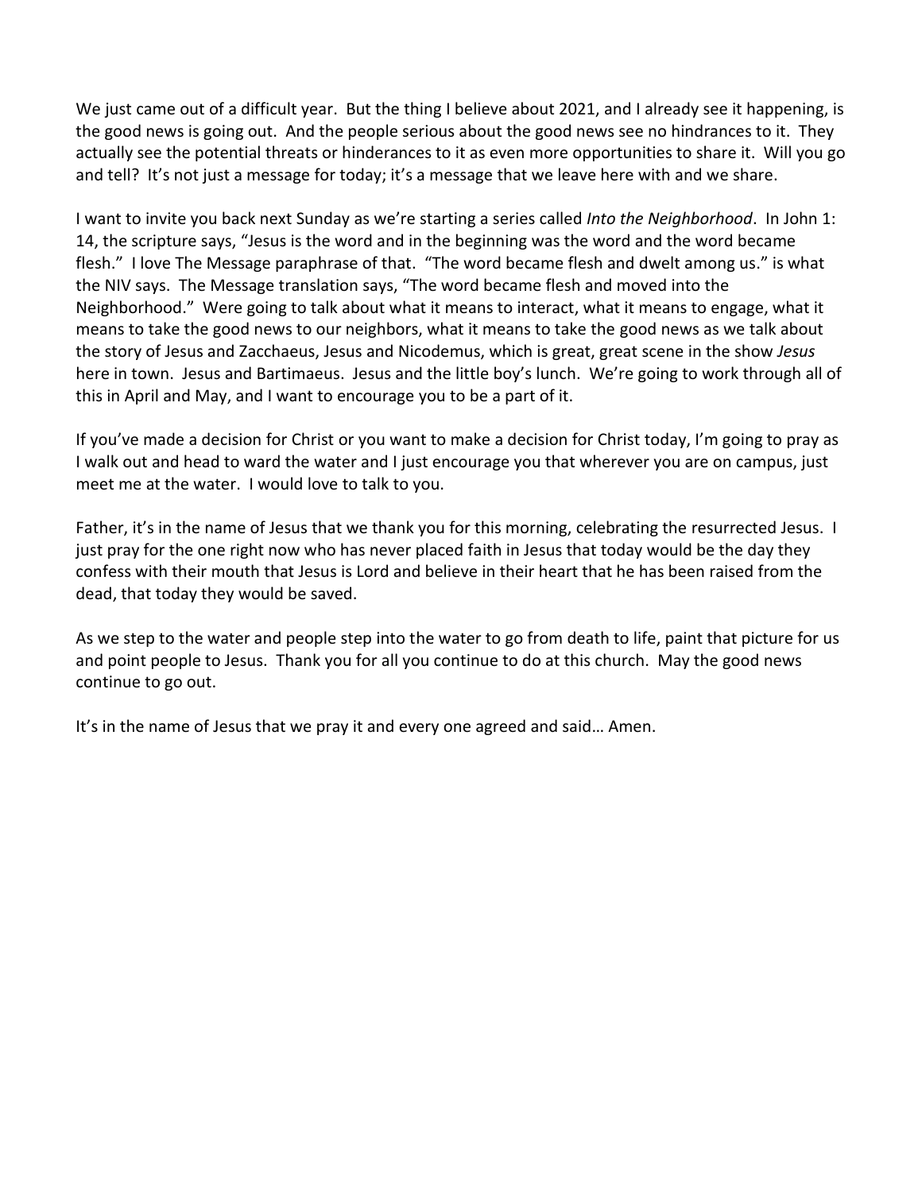We just came out of a difficult year. But the thing I believe about 2021, and I already see it happening, is the good news is going out. And the people serious about the good news see no hindrances to it. They actually see the potential threats or hinderances to it as even more opportunities to share it. Will you go and tell? It's not just a message for today; it's a message that we leave here with and we share.

I want to invite you back next Sunday as we're starting a series called *Into the Neighborhood*. In John 1: 14, the scripture says, "Jesus is the word and in the beginning was the word and the word became flesh." I love The Message paraphrase of that. "The word became flesh and dwelt among us." is what the NIV says. The Message translation says, "The word became flesh and moved into the Neighborhood." Were going to talk about what it means to interact, what it means to engage, what it means to take the good news to our neighbors, what it means to take the good news as we talk about the story of Jesus and Zacchaeus, Jesus and Nicodemus, which is great, great scene in the show *Jesus* here in town. Jesus and Bartimaeus. Jesus and the little boy's lunch. We're going to work through all of this in April and May, and I want to encourage you to be a part of it.

If you've made a decision for Christ or you want to make a decision for Christ today, I'm going to pray as I walk out and head to ward the water and I just encourage you that wherever you are on campus, just meet me at the water. I would love to talk to you.

Father, it's in the name of Jesus that we thank you for this morning, celebrating the resurrected Jesus. I just pray for the one right now who has never placed faith in Jesus that today would be the day they confess with their mouth that Jesus is Lord and believe in their heart that he has been raised from the dead, that today they would be saved.

As we step to the water and people step into the water to go from death to life, paint that picture for us and point people to Jesus. Thank you for all you continue to do at this church. May the good news continue to go out.

It's in the name of Jesus that we pray it and every one agreed and said… Amen.